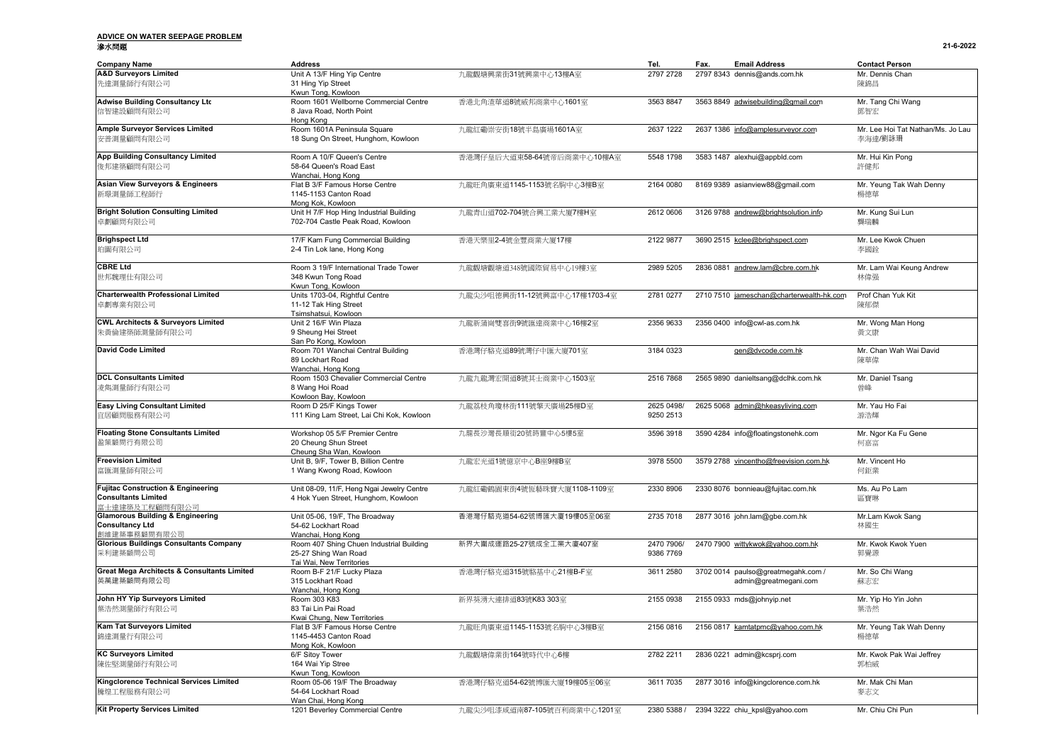**ADVICE ON WATER SEEPAGE PROBLEM**

**滲水問題**

21-6-2022

| Company Name | Address | | Tel. | Fax. | Email Address | Contact Person |
|---|---|---|---|---|---|---|
| **A&D Surveyors Limited**<br>先達測量師行有限公司 | Unit A 13/F Hing Yip Centre<br>31 Hing Yip Street<br>Kwun Tong, Kowloon | 九龍觀塘興業街31號興業中心13樓A室 | 2797 2728 | 2797 8343 | dennis@ands.com.hk | Mr. Dennis Chan<br>陳錦昌 |
| **Adwise Building Consultancy Ltd**<br>信智建設顧問有限公司 | Room 1601 Wellborne Commercial Centre<br>8 Java Road, North Point<br>Hong Kong | 香港北角渣華道8號威邦商業中心1601室 | 3563 8847 | 3563 8849 | adwisebuilding@gmail.com | Mr. Tang Chi Wang<br>鄧智宏 |
| **Ample Surveyor Services Limited**<br>安普測量顧問有限公司 | Room 1601A Peninsula Square<br>18 Sung On Street, Hunghom, Kowloon | 九龍紅磡崇安街18號半島廣場1601A室 | 2637 1222 | 2637 1386 | info@amplesurveyor.com | Mr. Lee Hoi Tat Nathan/Ms. Jo Lau<br>李海達/劉詠珊 |
| **App Building Consultancy Limited**<br>俊邦建築顧問有限公司 | Room A 10/F Queen's Centre<br>58-64 Queen's Road East<br>Wanchai, Hong Kong | 香港灣仔皇后大道東58-64號帝后商業中心10樓A室 | 5548 1798 | 3583 1487 | alexhui@appbld.com | Mr. Hui Kin Pong<br>許健邦 |
| **Asian View Surveyors & Engineers**<br>新亞測量師工程師行 | Flat B 3/F Famous Horse Centre<br>1145-1153 Canton Road<br>Mong Kok, Kowloon | 九龍旺角廣東道1145-1153號名駒中心3樓B室 | 2164 0080 | 8169 9389 | asianview88@gmail.com | Mr. Yeung Tak Wah Denny<br>楊德華 |
| **Bright Solution Consulting Limited**<br>卓劃顧問有限公司 | Unit H 7/F Hop Hing Industrial Building<br>702-704 Castle Peak Road, Kowloon | 九龍青山道702-704號合興工業大廈7樓H室 | 2612 0606 | 3126 9788 | andrew@brightsolution.info | Mr. Kung Sui Lun<br>龔瑞麟 |
| **Brighspect Ltd**<br>珀圖有限公司 | 17/F Kam Fung Commercial Building<br>2-4 Tin Lok lane, Hong Kong | 香港天樂里2-4號金豐商業大廈17樓 | 2122 9877 | 3690 2515 | kclee@brighspect.com | Mr. Lee Kwok Chuen<br>李國銓 |
| **CBRE Ltd**<br>世邦魏理仕有限公司 | Room 3 19/F International Trade Tower<br>348 Kwun Tong Road<br>Kwun Tong, Kowloon | 九龍觀塘觀塘道348號國際貿易中心19樓3室 | 2989 5205 | 2836 0881 | andrew.lam@cbre.com.hk | Mr. Lam Wai Keung Andrew<br>林偉強 |
| **Charterwealth Professional Limited**<br>卓創專業有限公司 | Units 1703-04, Rightful Centre<br>11-12 Tak Hing Street<br>Tsimshatsui, Kowloon | 九龍尖沙咀德興街11-12號興富中心17樓1703-4室 | 2781 0277 | 2710 7510 | jameschan@charterwealth-hk.com | Prof Chan Yuk Kit<br>陳郁傑 |
| **CWL Architects & Surveyors Limited**<br>朱黃倫建築師測量師有限公司 | Unit 2 16/F Win Plaza<br>9 Sheung Hei Street<br>San Po Kong, Kowloon | 九龍新蒲崗雙喜街9號匯達商業中心16樓2室 | 2356 9633 | 2356 0400 | info@cwl-as.com.hk | Mr. Wong Man Hong<br>黃文康 |
| **David Code Limited** | Room 701 Wanchai Central Building<br>89 Lockhart Road<br>Wanchai, Hong Kong | 香港灣仔駱克道89號灣仔中匯大廈701室 | 3184 0323 | | gen@dvcode.com.hk | Mr. Chan Wah Wai David<br>陳華偉 |
| **DCL Consultants Limited**<br>凌雋測量師行有限公司 | Room 1503 Chevalier Commercial Centre<br>8 Wang Hoi Road<br>Kowloon Bay, Kowloon | 九龍九龍灣宏開道8號其士商業中心1503室 | 2516 7868 | 2565 9890 | danieltsang@dclhk.com.hk | Mr. Daniel Tsang<br>曾峰 |
| **Easy Living Consultant Limited**<br>宜居顧問服務有限公司 | Room D 25/F Kings Tower<br>111 King Lam Street, Lai Chi Kok, Kowloon | 九龍荔枝角瓊林街111號擎天廣場25樓D室 | 2625 0498/<br>9250 2513 | 2625 5068 | admin@hkeasyliving.com | Mr. Yau Ho Fai<br>游浩輝 |
| **Floating Stone Consultants Limited**<br>盈策顧問行有限公司 | Workshop 05 5/F Premier Centre<br>20 Cheung Shun Street<br>Cheung Sha Wan, Kowloon | 九龍長沙灣長順街20號時豐中心5樓5室 | 3596 3918 | 3590 4284 | info@floatingstonehk.com | Mr. Ngor Ka Fu Gene<br>柯嘉富 |
| **Freevision Limited**<br>富匯測量師有限公司 | Unit B, 9/F, Tower B, Billion Centre<br>1 Wang Kwong Road, Kowloon | 九龍宏光道1號億京中心B座9樓B室 | 3978 5500 | 3579 2788 | vincentho@freevision.com.hk | Mr. Vincent Ho<br>何鉅業 |
| **Fujitac Construction & Engineering Consultants Limited**<br>富士達建築及工程顧問有限公司 | Unit 08-09, 11/F, Heng Ngai Jewelry Centre<br>4 Hok Yuen Street, Hunghom, Kowloon | 九龍紅磡鶴園東街4號恆藝珠寶大廈1108-1109室 | 2330 8906 | 2330 8076 | bonnieau@fujitac.com.hk | Ms. Au Po Lam<br>區寶琳 |
| **Glamorous Building & Engineering Consultancy Ltd**<br>創維建築事務顧問有限公司 | Unit 05-06, 19/F, The Broadway<br>54-62 Lockhart Road<br>Wanchai, Hong Kong | 香港灣仔駱克道54-62號博匯大廈19樓05至06室 | 2735 7018 | 2877 3016 | john.lam@gbe.com.hk | Mr.Lam Kwok Sang<br>林國生 |
| **Glorious Buildings Consultants Company**<br>采利建築顧問公司 | Room 407 Shing Chuen Industrial Building<br>25-27 Shing Wan Road<br>Tai Wai, New Territories | 新界大圍成運路25-27號成全工業大廈407室 | 2470 7906/<br>9386 7769 | 2470 7900 | wittykwok@yahoo.com.hk | Mr. Kwok Kwok Yuen<br>郭覺源 |
| **Great Mega Architects & Consultants Limited**<br>英萬建築顧問有限公司 | Room B-F 21/F Lucky Plaza<br>315 Lockhart Road<br>Wanchai, Hong Kong | 香港灣仔駱克道315號駱基中心21樓B-F室 | 3611 2580 | 3702 0014 | paulso@greatmegahk.com /<br>admin@greatmegani.com | Mr. So Chi Wang<br>蘇志宏 |
| **John HY Yip Surveyors Limited**<br>葉浩然測量師行有限公司 | Room 303 K83<br>83 Tai Lin Pai Road<br>Kwai Chung, New Territories | 新界葵湧大連排道83號K83 303室 | 2155 0938 | 2155 0933 | mds@johnyip.net | Mr. Yip Ho Yin John<br>葉浩然 |
| **Kam Tat Surveyors Limited**<br>錦達測量行有限公司 | Flat B 3/F Famous Horse Centre<br>1145-4453 Canton Road<br>Mong Kok, Kowloon | 九龍旺角廣東道1145-1153號名駒中心3樓B室 | 2156 0816 | 2156 0817 | kamtatpmc@yahoo.com.hk | Mr. Yeung Tak Wah Denny<br>楊德華 |
| **KC Surveyors Limited**<br>陳佐堅測量師行有限公司 | 6/F Sitoy Tower<br>164 Wai Yip Stree<br>Kwun Tong, Kowloon | 九龍觀塘偉業街164號時代中心6樓 | 2782 2211 | 2836 0221 | admin@kcsprj.com | Mr. Kwok Pak Wai Jeffrey<br>郭柏威 |
| **Kingclorence Technical Services Limited**<br>騰煋工程服務有限公司 | Room 05-06 19/F The Broadway<br>54-64 Lockhart Road<br>Wan Chai, Hong Kong | 香港灣仔駱克道54-62號博匯大廈19樓05至06室 | 3611 7035 | 2877 3016 | info@kingclorence.com.hk | Mr. Mak Chi Man<br>麥志文 |
| **Kit Property Services Limited** | 1201 Beverley Commercial Centre | 九龍尖沙咀漆咸道南87-105號百利商業中心1201室 | 2380 5388 / | 2394 3222 | chiu_kpsl@yahoo.com | Mr. Chiu Chi Pun |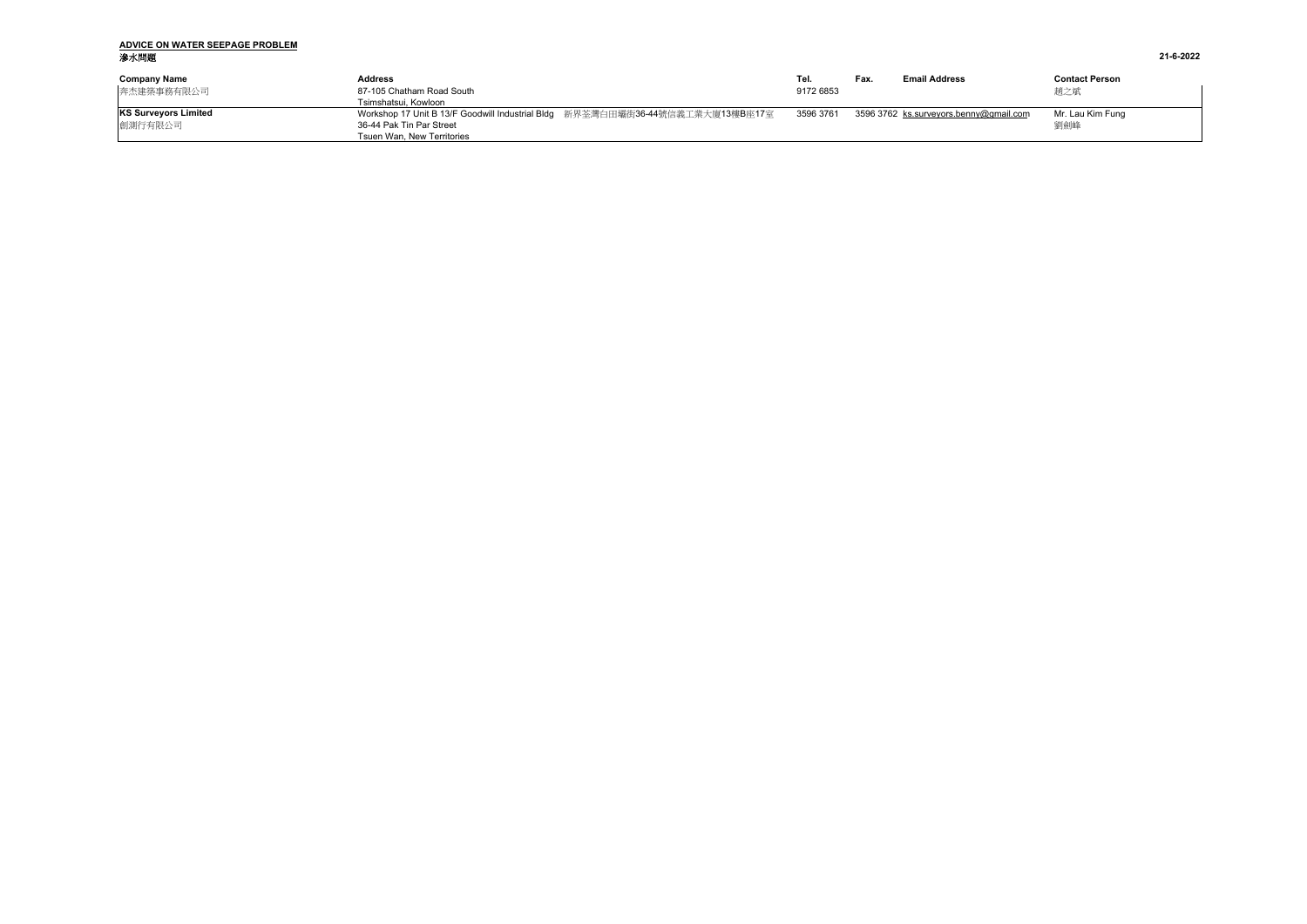**ADVICE ON WATER SEEPAGE PROBLEM**
**滲水問題**

21-6-2022

| Company Name | Address | Tel. | Fax. | Email Address | Contact Person |
|---|---|---|---|---|---|
| 奔杰建築事務有限公司 | 87-105 Chatham Road South<br>Tsimshatsui, Kowloon | 9172 6853 | | | 趙之斌 |
| **KS Surveyors Limited**<br>劍測行有限公司 | Workshop 17 Unit B 13/F Goodwill Industrial Bldg 新界荃灣白田壩街36-44號信義工業大廈13樓B座17室<br>36-44 Pak Tin Par Street<br>Tsuen Wan, New Territories | 3596 3761 | 3596 3762 | ks.surveyors.benny@gmail.com | Mr. Lau Kim Fung<br>劉劍峰 |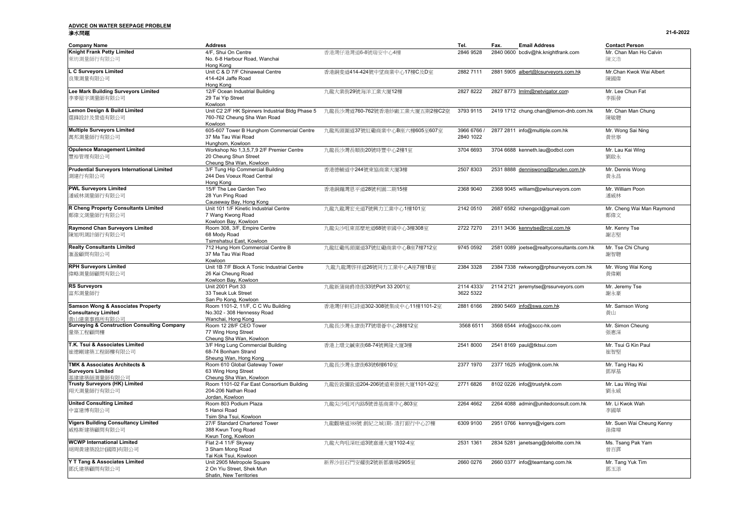**ADVICE ON WATER SEEPAGE PROBLEM**
**滲水問題**

21-6-2022

| Company Name | Address | | Tel. | Fax. | Email Address | Contact Person |
|---|---|---|---|---|---|---|
| **Knight Frank Petty Limited**<br>萊坊測量師行有限公司 | 4/F, Shui On Centre<br>No. 6-8 Harbour Road, Wanchai<br>Hong Kong | 香港灣仔港灣道6-8號瑞安中心4樓 | 2846 9528 | 2840 0600 | bcdiv@hk.knightfrank.com | Mr. Chan Man Ho Calvin<br>陳文浩 |
| **L C Surveyors Limited**<br>良駿測量有限公司 | Unit C & D 7/F Chinaweal Centre<br>414-424 Jaffe Road<br>Hong Kong | 香港謝斐道414-424號中望商業中心17樓C及D室 | 2882 7111 | 2881 5905 | albert@lcsurveyors.com.hk | Mr.Chan Kwok Wai Albert<br>陳國偉 |
| **Lee Mark Building Surveyors Limited**<br>李麥屋宇測量師有限公司 | 12/F Ocean Industrial Building<br>29 Tai Yip Street<br>Kowloon | 九龍大業街29號海洋工業大廈12樓 | 2827 8222 | 2827 8773 | lmlm@netvigator.com | Mr. Lee Chun Fat<br>李振發 |
| **Lemon Design & Build Limited**<br>霆鋒設計及營造有限公司 | Unit C2 2/F HK Spinners Industrial Bldg Phase 5<br>760-762 Cheung Sha Wan Road<br>Kowloon | 九龍長沙灣道760-762號香港紗廠工業大廈五期2樓C2室 | 3793 9115 | 2419 1712 | chung.chan@lemon-dnb.com.hk | Mr. Chan Man Chung<br>陳敏聰 |
| **Multiple Surveyors Limited**<br>萬邦測量師行有限公司 | 605-607 Tower B Hunghom Commercial Centre<br>37 Ma Tau Wai Road<br>Hunghom, Kowloon | 九龍馬頭圍道37號紅磡商業中心B座六樓605至607室 | 3966 6766 /<br>2840 1022 | 2877 2811 | info@multiple.com.hk | Mr. Wong Sai Ning<br>黃世寧 |
| **Opulence Management Limited**<br>豐裕管理有限公司 | Workshop No 1,3,5,7,9 2/F Premier Centre<br>20 Cheung Shun Street<br>Cheung Sha Wan, Kowloon | 九龍長沙灣長順街20號時豐中心2樓1室 | 3704 6693 | 3704 6688 | kenneth.lau@odbcl.com | Mr. Lau Kai Wing<br>劉啟永 |
| **Prudential Surveyors International Limited**<br>測建行有限公司 | 3/F Tung Hip Commercial Building<br>244 Des Voeux Road Central<br>Hong Kong | 香港德輔道中244號東協商業大廈3樓 | 2507 8303 | 2531 8888 | denniswong@pruden.com.hk | Mr. Dennis Wong<br>黃永昌 |
| **PWL Surveyors Limited**<br>潘威林測量師行有限公司 | 15/F The Lee Garden Two<br>28 Yun Ping Road<br>Causeway Bay, Hong Kong | 香港銅鑼灣恩平道28號利園二期15樓 | 2368 9040 | 2368 9045 | william@pwlsurveyors.com | Mr. William Poon<br>潘威林 |
| **R Cheng Property Consultants Limited**<br>鄭偉文測量師行有限公司 | Unit 101 1/F Kinetic Industrial Centre<br>7 Wang Kwong Road<br>Kowloon Bay, Kowloon | 九龍九龍灣宏光道7號興力工業中心1樓101室 | 2142 0510 | 2687 6582 | rchengpcl@gmail.com | Mr. Cheng Wai Man Raymond<br>鄭偉文 |
| **Raymond Chan Surveyors Limited**<br>陳旭明測計師行有限公司 | Room 308, 3/F, Empire Centre<br>68 Mody Road<br>Tsimshatsui East, Kowloon | 九龍尖沙咀東部麼地道68號帝國中心3樓308室 | 2722 7270 | 2311 3436 | kennytse@rcsl.com.hk | Mr. Kenny Tse<br>謝志堅 |
| **Realty Consultants Limited**<br>滙盈顧問有限公司 | 712 Hung Hom Commercial Centre B<br>37 Ma Tau Wai Road<br>Kowloon | 九龍紅磡馬頭圍道37號紅磡商業中心B座7樓712室 | 9745 0592 | 2581 0089 | joetse@realtyconsultants.com.hk | Mr. Tse Chi Chung<br>謝智聰 |
| **RPH Surveyors Limited**<br>偉略測量師顧問有限公司 | Unit 1B 7/F Block A Tonic Industrial Centre<br>26 Kai Cheung Road<br>Kowloon Bay, Kowloon | 九龍九龍灣啓祥道26號同力工業中心A座7樓1B室 | 2384 3328 | 2384 7338 | rwkwong@rphsurveyors.com.hk | Mr. Wong Wai Kong<br>黃偉剛 |
| **RS Surveyors**<br>富邦測量師行 | Unit 2001 Port 33<br>33 Tseuk Luk Street<br>San Po Kong, Kowloon | 九龍新蒲崗爵祿街33號Port 33 2001室 | 2114 4333/<br>3622 5322 | 2114 2121 | jeremytse@rssurveyors.com | Mr. Jeremy Tse<br>謝永豪 |
| **Samson Wong & Associates Property Consultancy Limited**<br>黃山建業事務所有限公司 | Room 1101-2, 11/F, C C Wu Building<br>No.302 - 308 Hennessy Road<br>Wanchai, Hong Kong | 香港灣仔軒尼詩道302-308號集成中心11樓1101-2室 | 2881 6166 | 2890 5469 | info@swa.com.hk | Mr. Samson Wong<br>黃山 |
| **Surveying & Construction Consulting Company**<br>量築工程顧問樓 | Room 12 28/F CEO Tower<br>77 Wing Hong Street<br>Cheung Sha Wan, Kowloon | 九龍長沙灣永康街77號環薈中心28樓12室 | 3568 6511 | 3568 6544 | info@sccc-hk.com | Mr. Simon Cheung<br>張惠深 |
| **T.K. Tsui & Associates Limited**<br>崔德剛建築工程師樓有限公司 | 3/F Hing Lung Commercial Building<br>68-74 Bonham Strand<br>Sheung Wan, Hong Kong | 香港上環文鹹東街68-74號興隆大廈3樓 | 2541 8000 | 2541 8169 | paul@tktsui.com | Mr. Tsui G Kin Paul<br>崔智堅 |
| **TMK & Associates Architects & Surveyors Limited**<br>基建建築師測量師有限公司 | Room 610 Global Gateway Tower<br>63 Wing Hong Street<br>Cheung Sha Wan, Kowloon | 九龍長沙灣永康街63號6樓610室 | 2377 1970 | 2377 1625 | info@tmk.com.hk | Mr. Tang Hau Ki<br>鄧厚基 |
| **Trusty Surveyors (HK) Limited**<br>翔天測量師行有限公司 | Room 1101-02 Far East Consortium Building<br>204-206 Nathan Road<br>Jordan, Kowloon | 九龍佐敦彌敦道204-206號遠東發展大廈1101-02室 | 2771 6826 | 8102 0226 | info@trustyhk.com | Mr. Lau Wing Wai<br>劉永威 |
| **United Consulting Limited**<br>中富建博有限公司 | Room 803 Podium Plaza<br>5 Hanoi Road<br>Tsim Sha Tsui, Kowloon | 九龍尖沙咀河內路5號普基商業中心803室 | 2264 4662 | 2264 4088 | admin@unitedconsult.com.hk | Mr. Li Kwok Wah<br>李國華 |
| **Vigers Building Consultancy Limited**<br>威格斯建築顧問有限公司 | 27/F Standard Chartered Tower<br>388 Kwun Tong Road<br>Kwun Tong, Kowloon | 九龍觀塘道388號 創紀之城1期- 渣打銀行中心27樓 | 6309 9100 | 2951 0766 | kennys@vigers.com | Mr. Suen Wai Cheung Kenny<br>孫偉璋 |
| **WCWP International Limited**<br>胡周黃建築設計(國際)有限公司 | Flat 2-4 11/F Skyway<br>3 Sham Mong Road<br>Tai Kok Tsui, Kowloon | 九龍大角咀深旺道3號嘉滙大廈1102-4室 | 2531 1361 | 2834 5281 | janetsang@deloitte.com.hk | Ms. Tsang Pak Yam<br>曾百諳 |
| **Y T Tang & Associates Limited**<br>鄧氏建築顧問有限公司 | Unit 2905 Metropole Square<br>2 On Yiu Street, Shek Mun<br>Shatin, New Territories | 新界沙田石門安耀街2號新都廣場2905室 | 2660 0276 | 2660 0377 | info@teamtang.com.hk | Mr. Tang Yuk Tim<br>鄧玉添 |